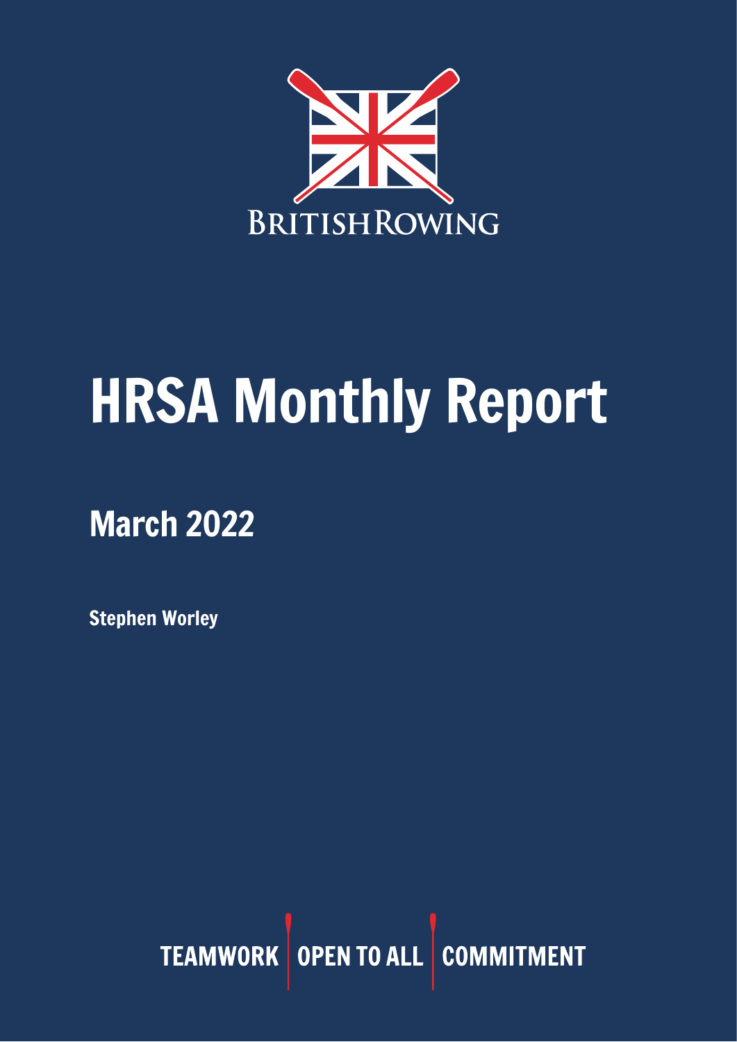BRITISHROWING

# HRSA Monthly Report

## March 2022

**Stephen Worley**

TEAMWORK | OPEN TO ALL | COMMITMENT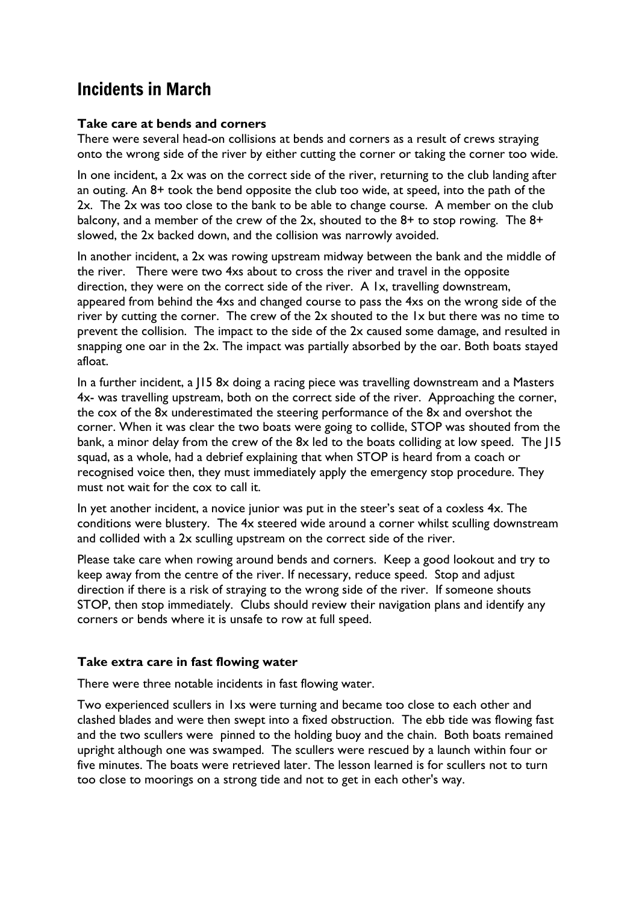# Incidents in March

**Take care at bends and corners**

There were several head-on collisions at bends and corners as a result of crews straying onto the wrong side of the river by either cutting the corner or taking the corner too wide.

In one incident, a 2x was on the correct side of the river, returning to the club landing after an outing. An 8+ took the bend opposite the club too wide, at speed, into the path of the 2x. The 2x was too close to the bank to be able to change course. A member on the club balcony, and a member of the crew of the 2x, shouted to the 8+ to stop rowing. The 8+ slowed, the 2x backed down, and the collision was narrowly avoided.

In another incident, a 2x was rowing upstream midway between the bank and the middle of the river. There were two 4xs about to cross the river and travel in the opposite direction, they were on the correct side of the river. A 1x, travelling downstream, appeared from behind the 4xs and changed course to pass the 4xs on the wrong side of the river by cutting the corner. The crew of the 2x shouted to the 1x but there was no time to prevent the collision. The impact to the side of the 2x caused some damage, and resulted in snapping one oar in the 2x. The impact was partially absorbed by the oar. Both boats stayed afloat.

In a further incident, a J15 8x doing a racing piece was travelling downstream and a Masters 4x- was travelling upstream, both on the correct side of the river. Approaching the corner, the cox of the 8x underestimated the steering performance of the 8x and overshot the corner. When it was clear the two boats were going to collide, STOP was shouted from the bank, a minor delay from the crew of the 8x led to the boats colliding at low speed. The J15 squad, as a whole, had a debrief explaining that when STOP is heard from a coach or recognised voice then, they must immediately apply the emergency stop procedure. They must not wait for the cox to call it.

In yet another incident, a novice junior was put in the steer's seat of a coxless 4x. The conditions were blustery. The 4x steered wide around a corner whilst sculling downstream and collided with a 2x sculling upstream on the correct side of the river.

Please take care when rowing around bends and corners. Keep a good lookout and try to keep away from the centre of the river. If necessary, reduce speed. Stop and adjust direction if there is a risk of straying to the wrong side of the river. If someone shouts STOP, then stop immediately. Clubs should review their navigation plans and identify any corners or bends where it is unsafe to row at full speed.

**Take extra care in fast flowing water**

There were three notable incidents in fast flowing water.

Two experienced scullers in 1xs were turning and became too close to each other and clashed blades and were then swept into a fixed obstruction. The ebb tide was flowing fast and the two scullers were pinned to the holding buoy and the chain. Both boats remained upright although one was swamped. The scullers were rescued by a launch within four or five minutes. The boats were retrieved later. The lesson learned is for scullers not to turn too close to moorings on a strong tide and not to get in each other's way.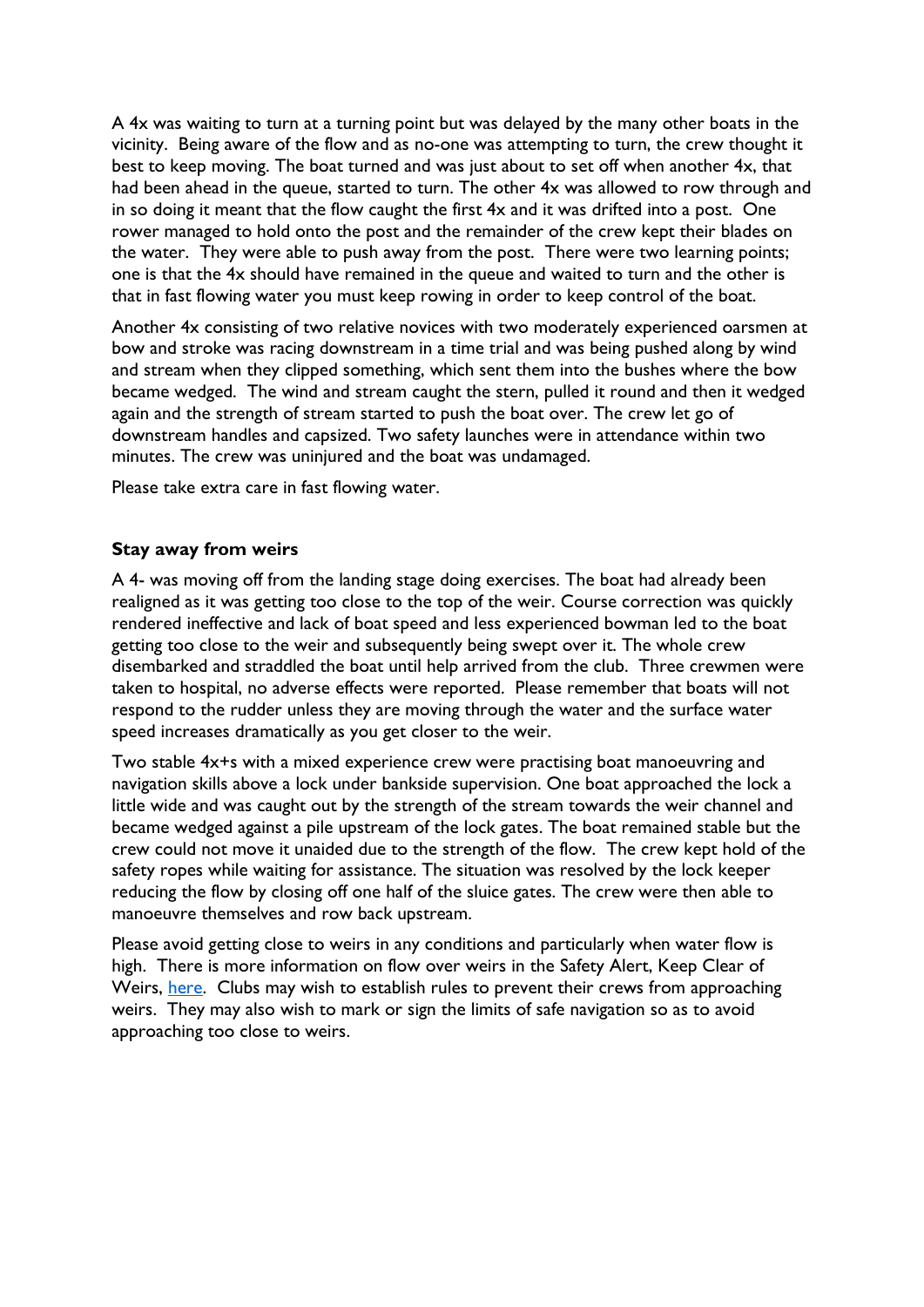A 4x was waiting to turn at a turning point but was delayed by the many other boats in the vicinity. Being aware of the flow and as no-one was attempting to turn, the crew thought it best to keep moving. The boat turned and was just about to set off when another 4x, that had been ahead in the queue, started to turn. The other 4x was allowed to row through and in so doing it meant that the flow caught the first 4x and it was drifted into a post. One rower managed to hold onto the post and the remainder of the crew kept their blades on the water. They were able to push away from the post. There were two learning points; one is that the 4x should have remained in the queue and waited to turn and the other is that in fast flowing water you must keep rowing in order to keep control of the boat.

Another 4x consisting of two relative novices with two moderately experienced oarsmen at bow and stroke was racing downstream in a time trial and was being pushed along by wind and stream when they clipped something, which sent them into the bushes where the bow became wedged. The wind and stream caught the stern, pulled it round and then it wedged again and the strength of stream started to push the boat over. The crew let go of downstream handles and capsized. Two safety launches were in attendance within two minutes. The crew was uninjured and the boat was undamaged.

Please take extra care in fast flowing water.

## Stay away from weirs

A 4- was moving off from the landing stage doing exercises. The boat had already been realigned as it was getting too close to the top of the weir. Course correction was quickly rendered ineffective and lack of boat speed and less experienced bowman led to the boat getting too close to the weir and subsequently being swept over it. The whole crew disembarked and straddled the boat until help arrived from the club. Three crewmen were taken to hospital, no adverse effects were reported. Please remember that boats will not respond to the rudder unless they are moving through the water and the surface water speed increases dramatically as you get closer to the weir.

Two stable 4x+s with a mixed experience crew were practising boat manoeuvring and navigation skills above a lock under bankside supervision. One boat approached the lock a little wide and was caught out by the strength of the stream towards the weir channel and became wedged against a pile upstream of the lock gates. The boat remained stable but the crew could not move it unaided due to the strength of the flow. The crew kept hold of the safety ropes while waiting for assistance. The situation was resolved by the lock keeper reducing the flow by closing off one half of the sluice gates. The crew were then able to manoeuvre themselves and row back upstream.

Please avoid getting close to weirs in any conditions and particularly when water flow is high. There is more information on flow over weirs in the Safety Alert, Keep Clear of Weirs, here. Clubs may wish to establish rules to prevent their crews from approaching weirs. They may also wish to mark or sign the limits of safe navigation so as to avoid approaching too close to weirs.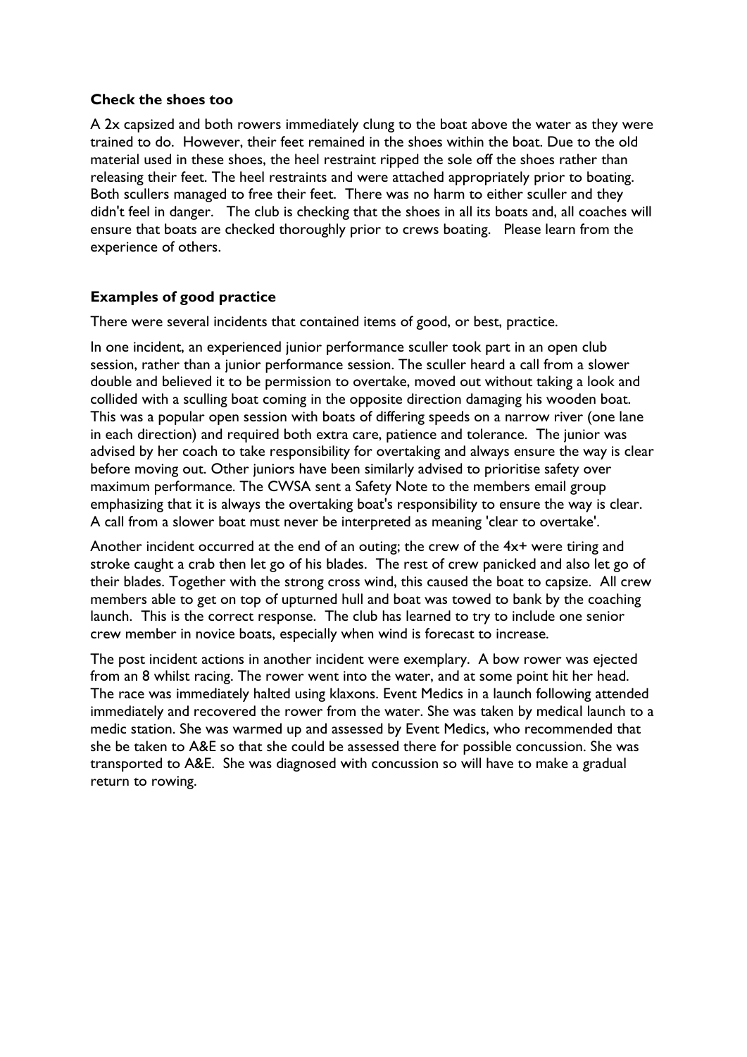### Check the shoes too

A 2x capsized and both rowers immediately clung to the boat above the water as they were trained to do. However, their feet remained in the shoes within the boat. Due to the old material used in these shoes, the heel restraint ripped the sole off the shoes rather than releasing their feet. The heel restraints and were attached appropriately prior to boating. Both scullers managed to free their feet. There was no harm to either sculler and they didn't feel in danger. The club is checking that the shoes in all its boats and, all coaches will ensure that boats are checked thoroughly prior to crews boating. Please learn from the experience of others.

### Examples of good practice

There were several incidents that contained items of good, or best, practice.

In one incident, an experienced junior performance sculler took part in an open club session, rather than a junior performance session. The sculler heard a call from a slower double and believed it to be permission to overtake, moved out without taking a look and collided with a sculling boat coming in the opposite direction damaging his wooden boat. This was a popular open session with boats of differing speeds on a narrow river (one lane in each direction) and required both extra care, patience and tolerance. The junior was advised by her coach to take responsibility for overtaking and always ensure the way is clear before moving out. Other juniors have been similarly advised to prioritise safety over maximum performance. The CWSA sent a Safety Note to the members email group emphasizing that it is always the overtaking boat's responsibility to ensure the way is clear. A call from a slower boat must never be interpreted as meaning 'clear to overtake'.

Another incident occurred at the end of an outing; the crew of the 4x+ were tiring and stroke caught a crab then let go of his blades. The rest of crew panicked and also let go of their blades. Together with the strong cross wind, this caused the boat to capsize. All crew members able to get on top of upturned hull and boat was towed to bank by the coaching launch. This is the correct response. The club has learned to try to include one senior crew member in novice boats, especially when wind is forecast to increase.

The post incident actions in another incident were exemplary. A bow rower was ejected from an 8 whilst racing. The rower went into the water, and at some point hit her head. The race was immediately halted using klaxons. Event Medics in a launch following attended immediately and recovered the rower from the water. She was taken by medical launch to a medic station. She was warmed up and assessed by Event Medics, who recommended that she be taken to A&E so that she could be assessed there for possible concussion. She was transported to A&E. She was diagnosed with concussion so will have to make a gradual return to rowing.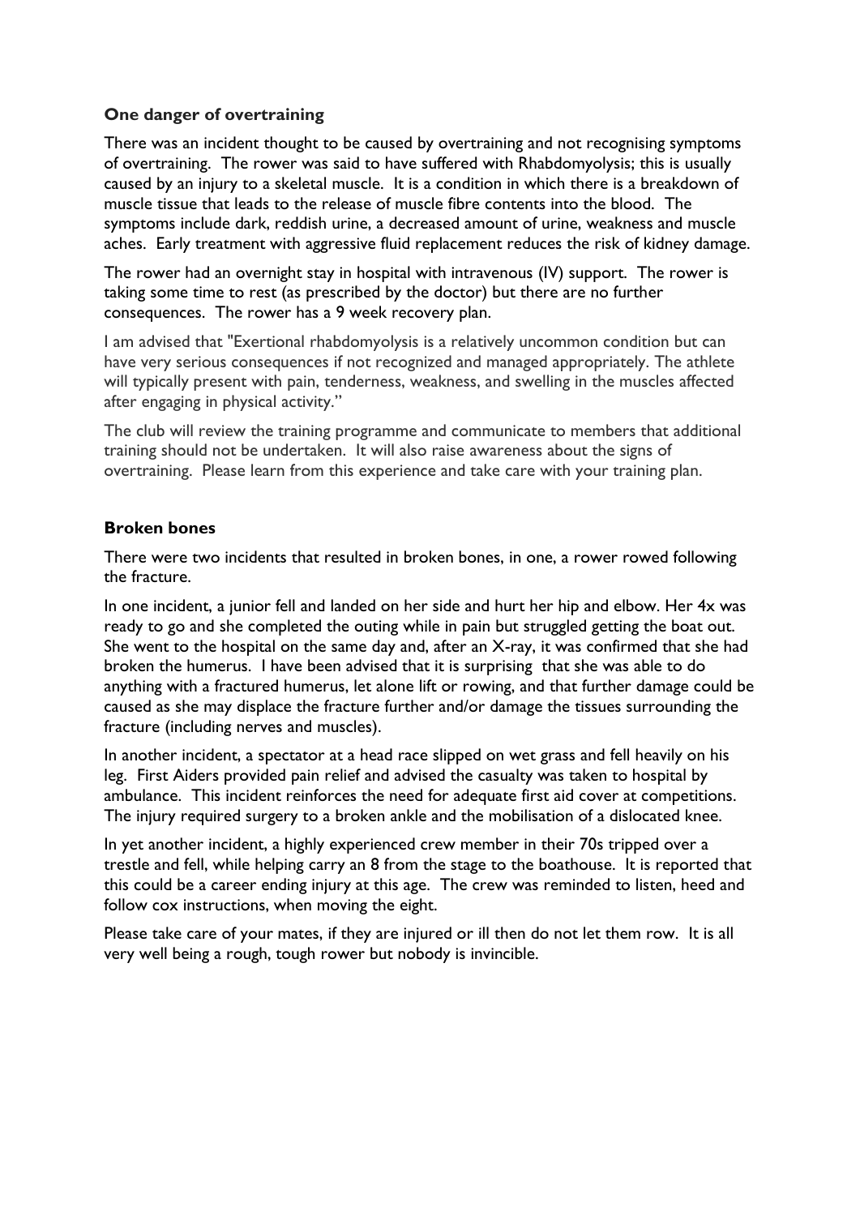### One danger of overtraining

There was an incident thought to be caused by overtraining and not recognising symptoms of overtraining. The rower was said to have suffered with Rhabdomyolysis; this is usually caused by an injury to a skeletal muscle. It is a condition in which there is a breakdown of muscle tissue that leads to the release of muscle fibre contents into the blood. The symptoms include dark, reddish urine, a decreased amount of urine, weakness and muscle aches. Early treatment with aggressive fluid replacement reduces the risk of kidney damage.

The rower had an overnight stay in hospital with intravenous (IV) support. The rower is taking some time to rest (as prescribed by the doctor) but there are no further consequences. The rower has a 9 week recovery plan.

I am advised that "Exertional rhabdomyolysis is a relatively uncommon condition but can have very serious consequences if not recognized and managed appropriately. The athlete will typically present with pain, tenderness, weakness, and swelling in the muscles affected after engaging in physical activity."

The club will review the training programme and communicate to members that additional training should not be undertaken. It will also raise awareness about the signs of overtraining. Please learn from this experience and take care with your training plan.

### Broken bones

There were two incidents that resulted in broken bones, in one, a rower rowed following the fracture.

In one incident, a junior fell and landed on her side and hurt her hip and elbow. Her 4x was ready to go and she completed the outing while in pain but struggled getting the boat out. She went to the hospital on the same day and, after an X-ray, it was confirmed that she had broken the humerus. I have been advised that it is surprising that she was able to do anything with a fractured humerus, let alone lift or rowing, and that further damage could be caused as she may displace the fracture further and/or damage the tissues surrounding the fracture (including nerves and muscles).

In another incident, a spectator at a head race slipped on wet grass and fell heavily on his leg. First Aiders provided pain relief and advised the casualty was taken to hospital by ambulance. This incident reinforces the need for adequate first aid cover at competitions. The injury required surgery to a broken ankle and the mobilisation of a dislocated knee.

In yet another incident, a highly experienced crew member in their 70s tripped over a trestle and fell, while helping carry an 8 from the stage to the boathouse. It is reported that this could be a career ending injury at this age. The crew was reminded to listen, heed and follow cox instructions, when moving the eight.

Please take care of your mates, if they are injured or ill then do not let them row. It is all very well being a rough, tough rower but nobody is invincible.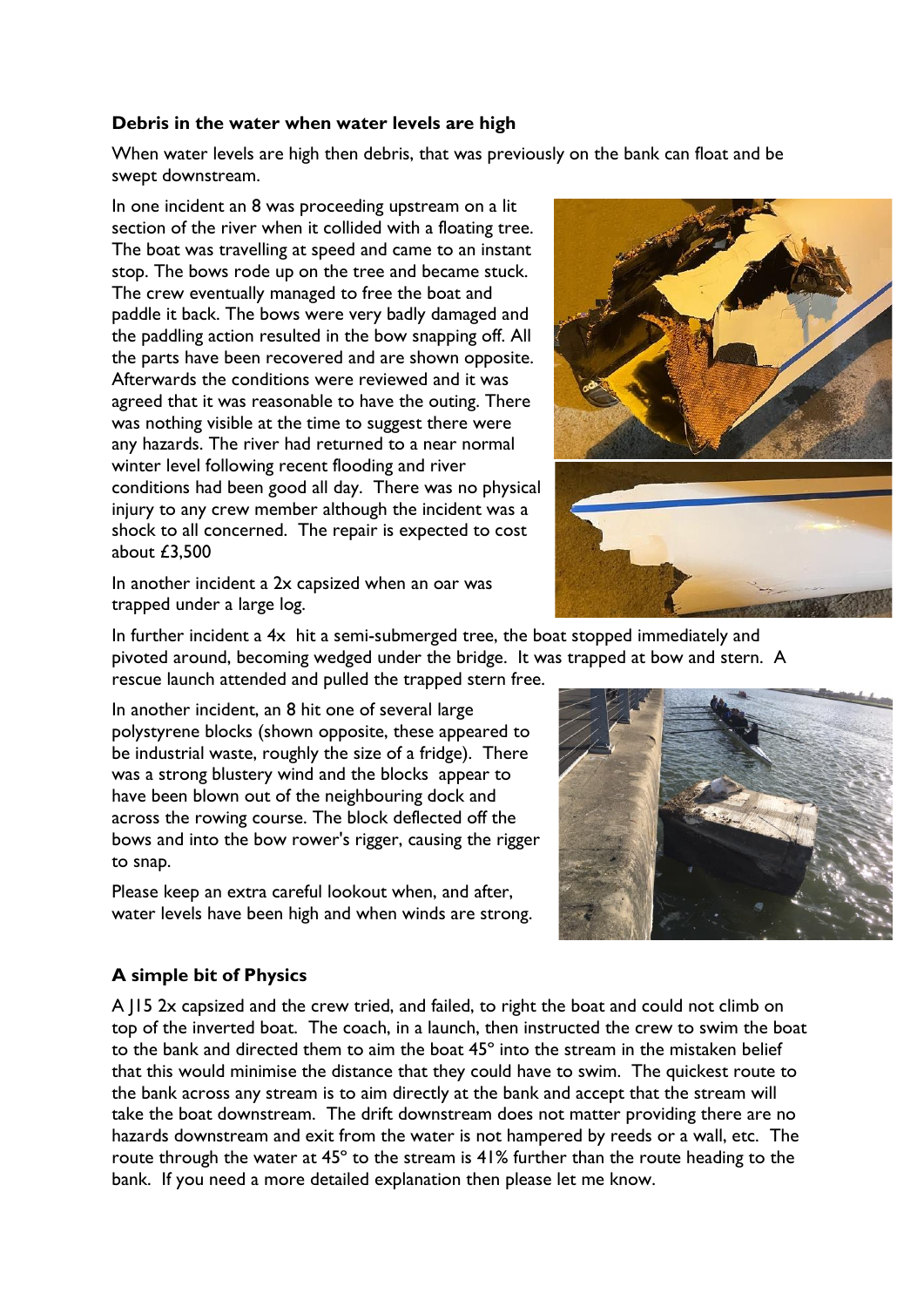**Debris in the water when water levels are high**

When water levels are high then debris, that was previously on the bank can float and be swept downstream.

In one incident an 8 was proceeding upstream on a lit section of the river when it collided with a floating tree. The boat was travelling at speed and came to an instant stop. The bows rode up on the tree and became stuck. The crew eventually managed to free the boat and paddle it back. The bows were very badly damaged and the paddling action resulted in the bow snapping off. All the parts have been recovered and are shown opposite. Afterwards the conditions were reviewed and it was agreed that it was reasonable to have the outing. There was nothing visible at the time to suggest there were any hazards. The river had returned to a near normal winter level following recent flooding and river conditions had been good all day. There was no physical injury to any crew member although the incident was a shock to all concerned. The repair is expected to cost about £3,500

In another incident a 2x capsized when an oar was trapped under a large log.

In further incident a 4x hit a semi-submerged tree, the boat stopped immediately and pivoted around, becoming wedged under the bridge. It was trapped at bow and stern. A rescue launch attended and pulled the trapped stern free.

In another incident, an 8 hit one of several large polystyrene blocks (shown opposite, these appeared to be industrial waste, roughly the size of a fridge). There was a strong blustery wind and the blocks appear to have been blown out of the neighbouring dock and across the rowing course. The block deflected off the bows and into the bow rower's rigger, causing the rigger to snap.

Please keep an extra careful lookout when, and after, water levels have been high and when winds are strong.

**A simple bit of Physics**

A J15 2x capsized and the crew tried, and failed, to right the boat and could not climb on top of the inverted boat. The coach, in a launch, then instructed the crew to swim the boat to the bank and directed them to aim the boat 45° into the stream in the mistaken belief that this would minimise the distance that they could have to swim. The quickest route to the bank across any stream is to aim directly at the bank and accept that the stream will take the boat downstream. The drift downstream does not matter providing there are no hazards downstream and exit from the water is not hampered by reeds or a wall, etc. The route through the water at 45° to the stream is 41% further than the route heading to the bank. If you need a more detailed explanation then please let me know.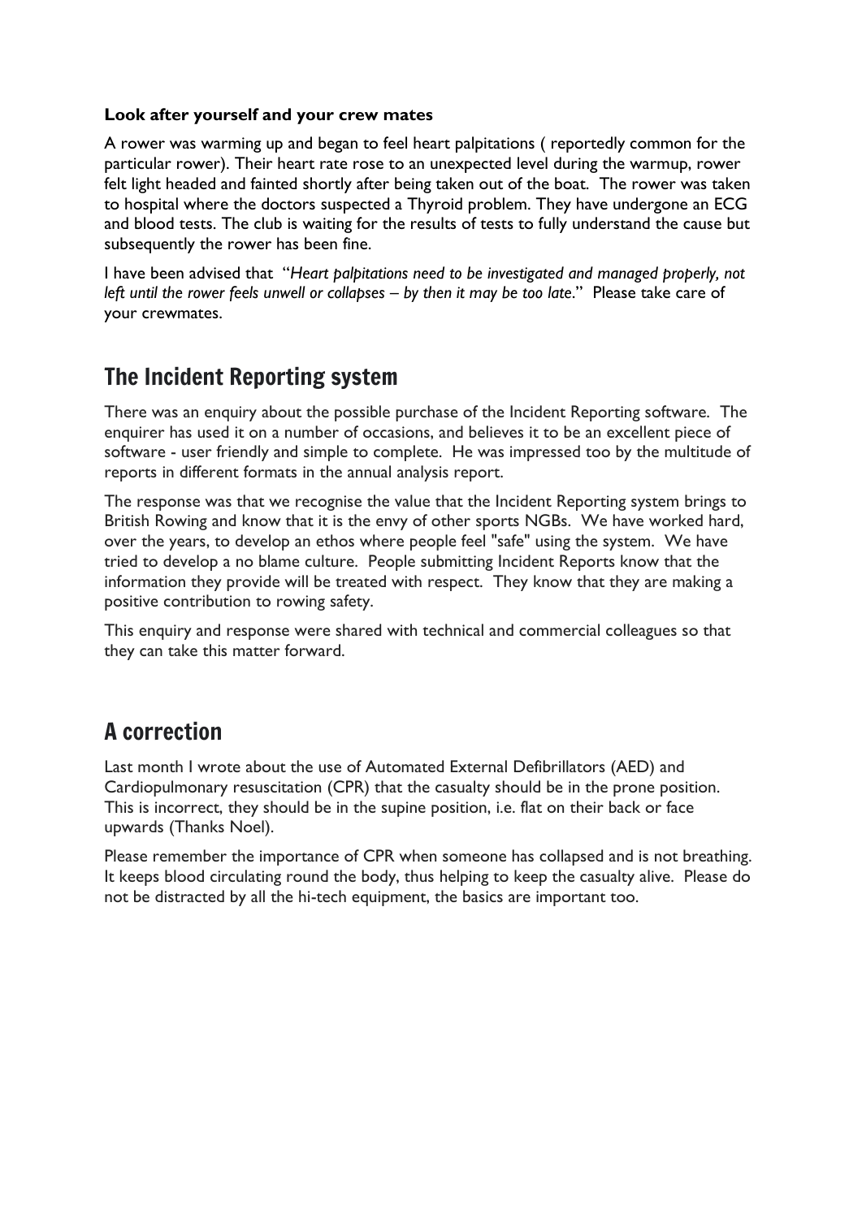**Look after yourself and your crew mates**

A rower was warming up and began to feel heart palpitations ( reportedly common for the particular rower). Their heart rate rose to an unexpected level during the warmup, rower felt light headed and fainted shortly after being taken out of the boat. The rower was taken to hospital where the doctors suspected a Thyroid problem. They have undergone an ECG and blood tests. The club is waiting for the results of tests to fully understand the cause but subsequently the rower has been fine.

I have been advised that "*Heart palpitations need to be investigated and managed properly, not left until the rower feels unwell or collapses – by then it may be too late*." Please take care of your crewmates.

## The Incident Reporting system

There was an enquiry about the possible purchase of the Incident Reporting software. The enquirer has used it on a number of occasions, and believes it to be an excellent piece of software - user friendly and simple to complete. He was impressed too by the multitude of reports in different formats in the annual analysis report.

The response was that we recognise the value that the Incident Reporting system brings to British Rowing and know that it is the envy of other sports NGBs. We have worked hard, over the years, to develop an ethos where people feel "safe" using the system. We have tried to develop a no blame culture. People submitting Incident Reports know that the information they provide will be treated with respect. They know that they are making a positive contribution to rowing safety.

This enquiry and response were shared with technical and commercial colleagues so that they can take this matter forward.

## A correction

Last month I wrote about the use of Automated External Defibrillators (AED) and Cardiopulmonary resuscitation (CPR) that the casualty should be in the prone position. This is incorrect, they should be in the supine position, i.e. flat on their back or face upwards (Thanks Noel).

Please remember the importance of CPR when someone has collapsed and is not breathing. It keeps blood circulating round the body, thus helping to keep the casualty alive. Please do not be distracted by all the hi-tech equipment, the basics are important too.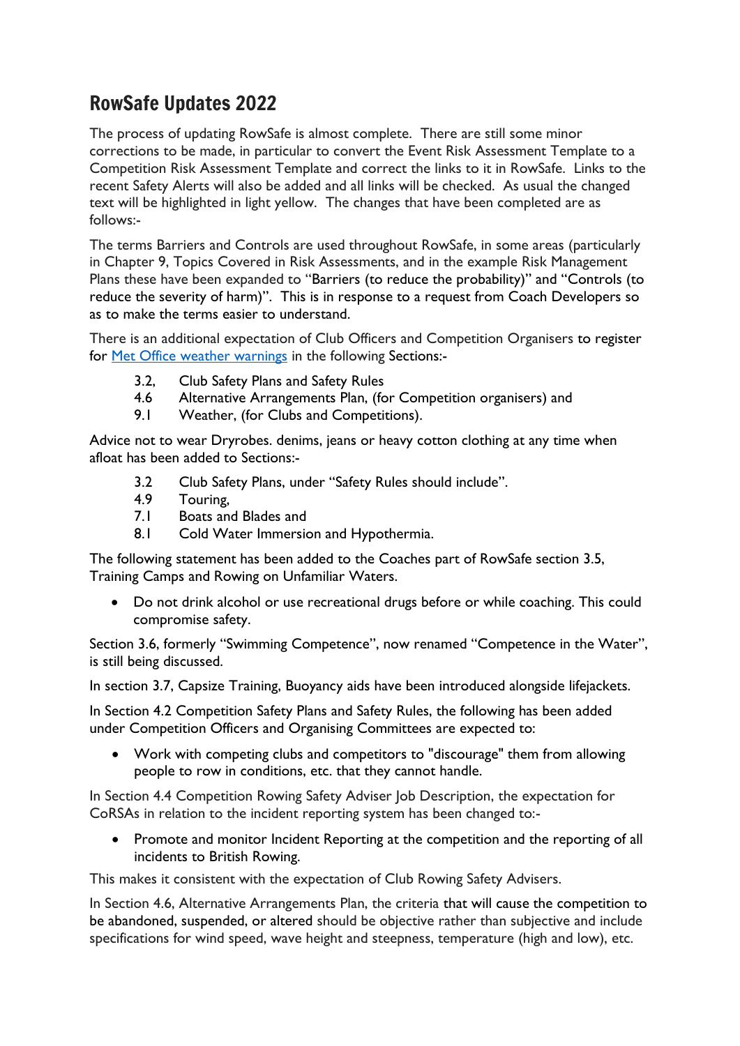## RowSafe Updates 2022

The process of updating RowSafe is almost complete. There are still some minor corrections to be made, in particular to convert the Event Risk Assessment Template to a Competition Risk Assessment Template and correct the links to it in RowSafe. Links to the recent Safety Alerts will also be added and all links will be checked. As usual the changed text will be highlighted in light yellow. The changes that have been completed are as follows:-

The terms Barriers and Controls are used throughout RowSafe, in some areas (particularly in Chapter 9, Topics Covered in Risk Assessments, and in the example Risk Management Plans these have been expanded to "Barriers (to reduce the probability)" and "Controls (to reduce the severity of harm)". This is in response to a request from Coach Developers so as to make the terms easier to understand.

There is an additional expectation of Club Officers and Competition Organisers to register for Met Office weather warnings in the following Sections:-

- 3.2, Club Safety Plans and Safety Rules
- 4.6 Alternative Arrangements Plan, (for Competition organisers) and
- 9.1 Weather, (for Clubs and Competitions).

Advice not to wear Dryrobes. denims, jeans or heavy cotton clothing at any time when afloat has been added to Sections:-

- 3.2 Club Safety Plans, under "Safety Rules should include".
- 4.9 Touring,
- 7.1 Boats and Blades and
- 8.1 Cold Water Immersion and Hypothermia.

The following statement has been added to the Coaches part of RowSafe section 3.5, Training Camps and Rowing on Unfamiliar Waters.

- Do not drink alcohol or use recreational drugs before or while coaching. This could compromise safety.

Section 3.6, formerly "Swimming Competence", now renamed "Competence in the Water", is still being discussed.

In section 3.7, Capsize Training, Buoyancy aids have been introduced alongside lifejackets.

In Section 4.2 Competition Safety Plans and Safety Rules, the following has been added under Competition Officers and Organising Committees are expected to:

- Work with competing clubs and competitors to "discourage" them from allowing people to row in conditions, etc. that they cannot handle.

In Section 4.4 Competition Rowing Safety Adviser Job Description, the expectation for CoRSAs in relation to the incident reporting system has been changed to:-

- Promote and monitor Incident Reporting at the competition and the reporting of all incidents to British Rowing.

This makes it consistent with the expectation of Club Rowing Safety Advisers.

In Section 4.6, Alternative Arrangements Plan, the criteria that will cause the competition to be abandoned, suspended, or altered should be objective rather than subjective and include specifications for wind speed, wave height and steepness, temperature (high and low), etc.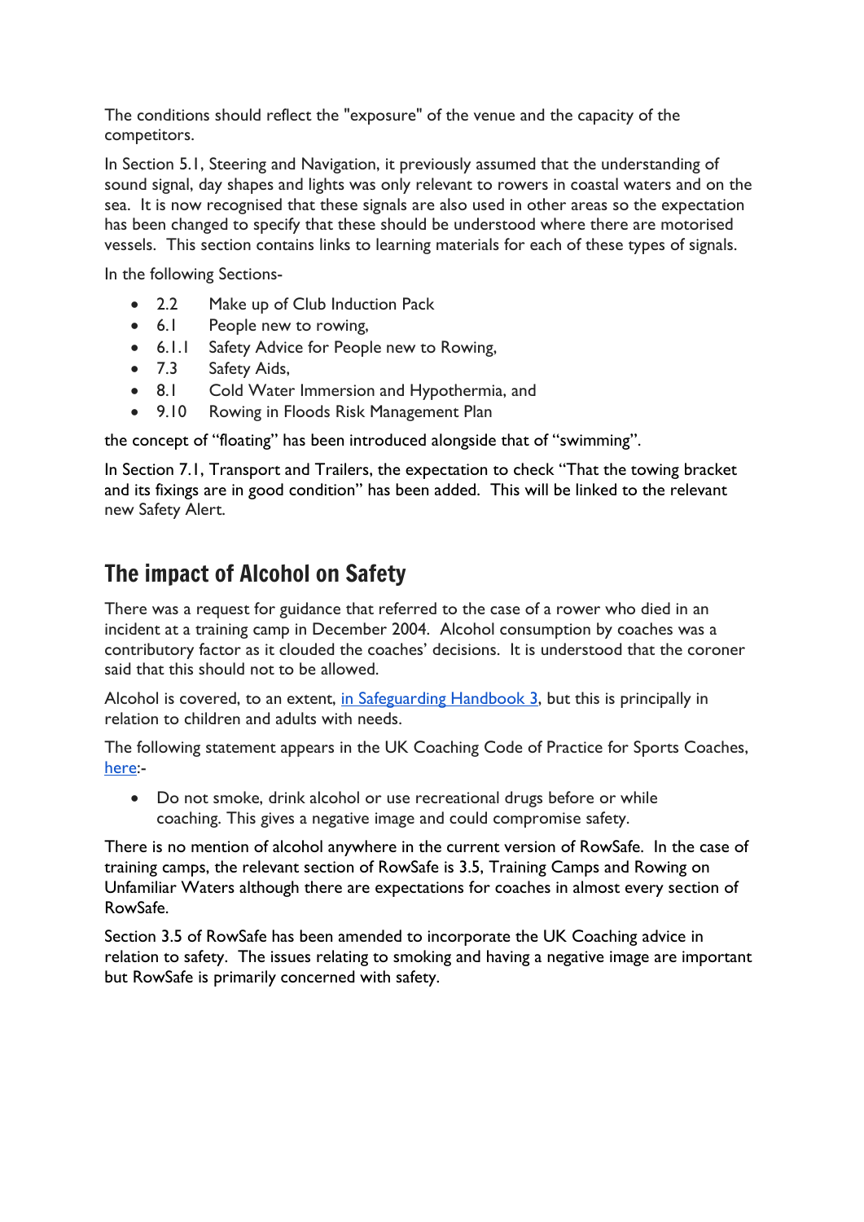The conditions should reflect the "exposure" of the venue and the capacity of the competitors.

In Section 5.1, Steering and Navigation, it previously assumed that the understanding of sound signal, day shapes and lights was only relevant to rowers in coastal waters and on the sea. It is now recognised that these signals are also used in other areas so the expectation has been changed to specify that these should be understood where there are motorised vessels. This section contains links to learning materials for each of these types of signals.

In the following Sections-

- 2.2 Make up of Club Induction Pack
- 6.1 People new to rowing,
- 6.1.1 Safety Advice for People new to Rowing,
- 7.3 Safety Aids,
- 8.1 Cold Water Immersion and Hypothermia, and
- 9.10 Rowing in Floods Risk Management Plan

the concept of "floating" has been introduced alongside that of "swimming".

In Section 7.1, Transport and Trailers, the expectation to check "That the towing bracket and its fixings are in good condition" has been added. This will be linked to the relevant new Safety Alert.

## The impact of Alcohol on Safety

There was a request for guidance that referred to the case of a rower who died in an incident at a training camp in December 2004. Alcohol consumption by coaches was a contributory factor as it clouded the coaches' decisions. It is understood that the coroner said that this should not to be allowed.

Alcohol is covered, to an extent, in Safeguarding Handbook 3, but this is principally in relation to children and adults with needs.

The following statement appears in the UK Coaching Code of Practice for Sports Coaches, here:-

- Do not smoke, drink alcohol or use recreational drugs before or while coaching. This gives a negative image and could compromise safety.

There is no mention of alcohol anywhere in the current version of RowSafe. In the case of training camps, the relevant section of RowSafe is 3.5, Training Camps and Rowing on Unfamiliar Waters although there are expectations for coaches in almost every section of RowSafe.

Section 3.5 of RowSafe has been amended to incorporate the UK Coaching advice in relation to safety. The issues relating to smoking and having a negative image are important but RowSafe is primarily concerned with safety.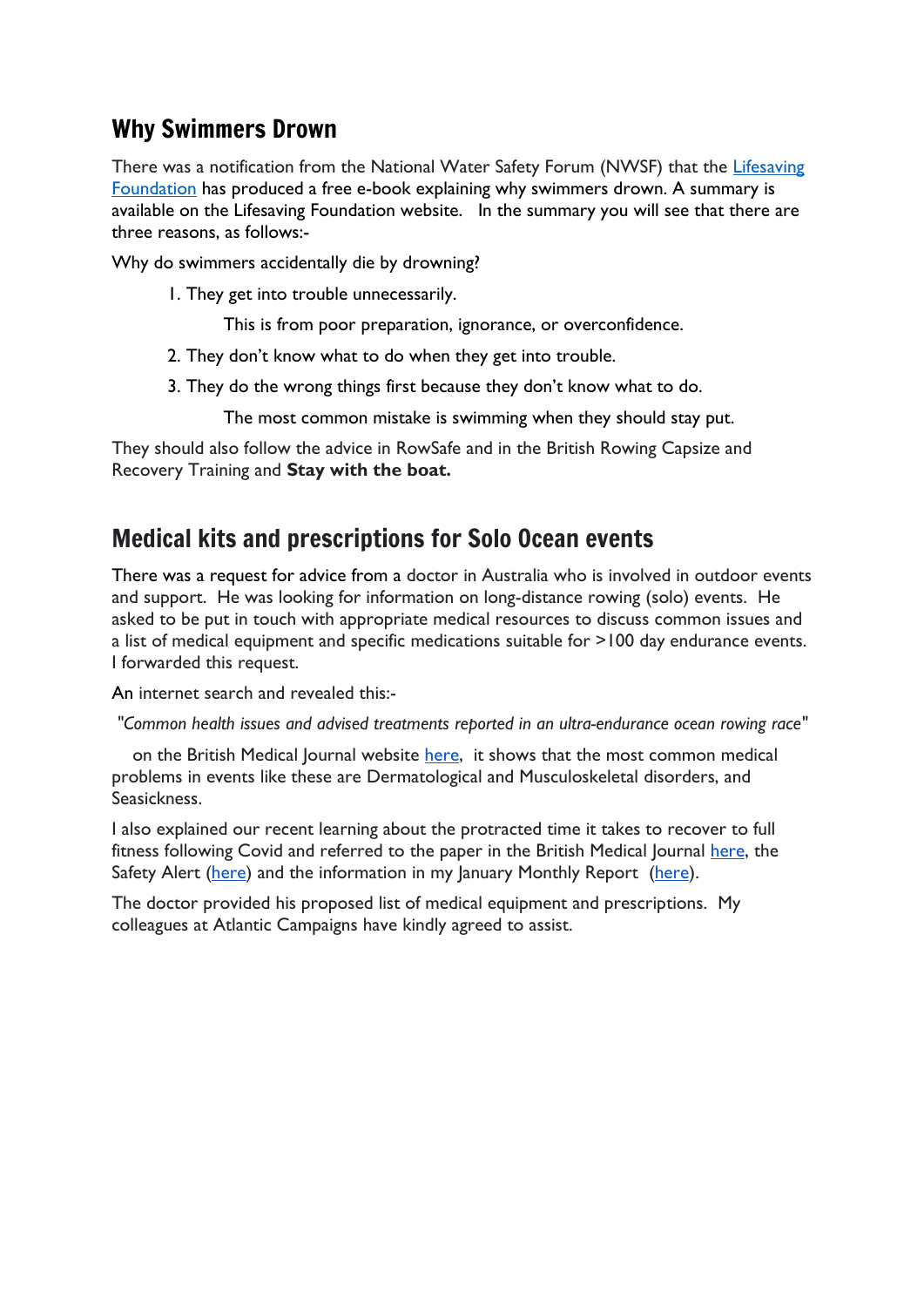## Why Swimmers Drown

There was a notification from the National Water Safety Forum (NWSF) that the Lifesaving Foundation has produced a free e-book explaining why swimmers drown. A summary is available on the Lifesaving Foundation website. In the summary you will see that there are three reasons, as follows:-

Why do swimmers accidentally die by drowning?

1. They get into trouble unnecessarily.

   This is from poor preparation, ignorance, or overconfidence.

2. They don't know what to do when they get into trouble.
3. They do the wrong things first because they don't know what to do.

   The most common mistake is swimming when they should stay put.

They should also follow the advice in RowSafe and in the British Rowing Capsize and Recovery Training and **Stay with the boat.**

## Medical kits and prescriptions for Solo Ocean events

There was a request for advice from a doctor in Australia who is involved in outdoor events and support. He was looking for information on long-distance rowing (solo) events. He asked to be put in touch with appropriate medical resources to discuss common issues and a list of medical equipment and specific medications suitable for >100 day endurance events. I forwarded this request.

An internet search and revealed this:-

*"Common health issues and advised treatments reported in an ultra-endurance ocean rowing race"*

on the British Medical Journal website here, it shows that the most common medical problems in events like these are Dermatological and Musculoskeletal disorders, and Seasickness.

I also explained our recent learning about the protracted time it takes to recover to full fitness following Covid and referred to the paper in the British Medical Journal here, the Safety Alert (here) and the information in my January Monthly Report (here).

The doctor provided his proposed list of medical equipment and prescriptions. My colleagues at Atlantic Campaigns have kindly agreed to assist.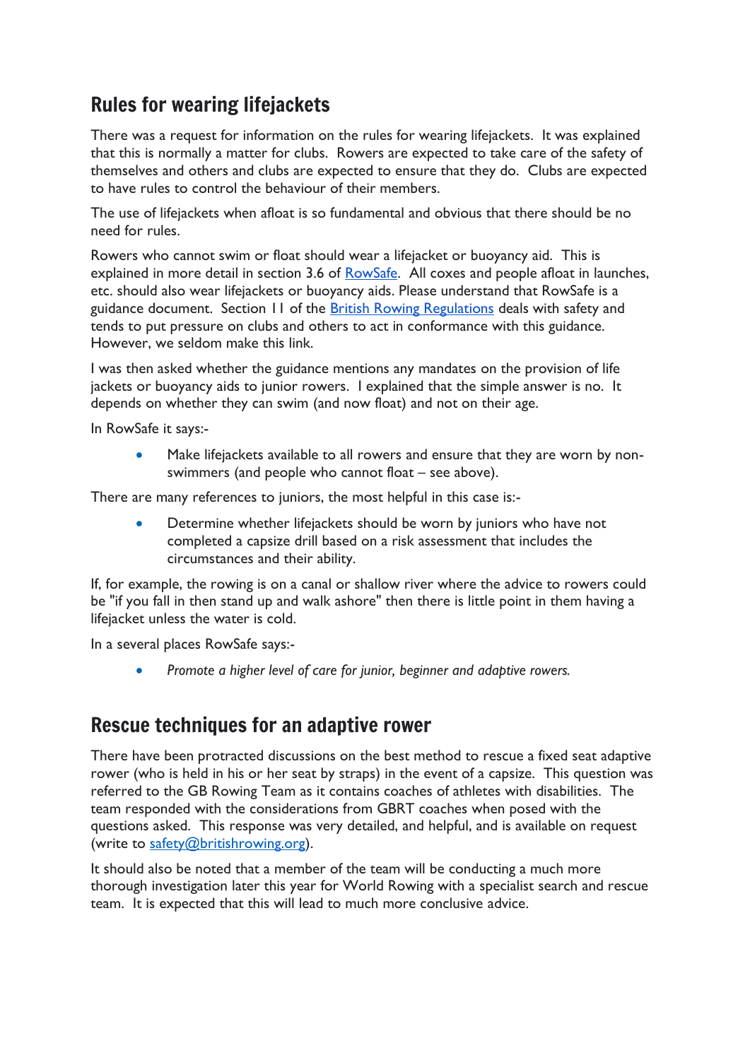## Rules for wearing lifejackets

There was a request for information on the rules for wearing lifejackets. It was explained that this is normally a matter for clubs. Rowers are expected to take care of the safety of themselves and others and clubs are expected to ensure that they do. Clubs are expected to have rules to control the behaviour of their members.

The use of lifejackets when afloat is so fundamental and obvious that there should be no need for rules.

Rowers who cannot swim or float should wear a lifejacket or buoyancy aid. This is explained in more detail in section 3.6 of [RowSafe](). All coxes and people afloat in launches, etc. should also wear lifejackets or buoyancy aids. Please understand that RowSafe is a guidance document. Section 11 of the [British Rowing Regulations]() deals with safety and tends to put pressure on clubs and others to act in conformance with this guidance. However, we seldom make this link.

I was then asked whether the guidance mentions any mandates on the provision of life jackets or buoyancy aids to junior rowers. I explained that the simple answer is no. It depends on whether they can swim (and now float) and not on their age.

In RowSafe it says:-

- Make lifejackets available to all rowers and ensure that they are worn by non-swimmers (and people who cannot float – see above).

There are many references to juniors, the most helpful in this case is:-

- Determine whether lifejackets should be worn by juniors who have not completed a capsize drill based on a risk assessment that includes the circumstances and their ability.

If, for example, the rowing is on a canal or shallow river where the advice to rowers could be "if you fall in then stand up and walk ashore" then there is little point in them having a lifejacket unless the water is cold.

In a several places RowSafe says:-

- *Promote a higher level of care for junior, beginner and adaptive rowers.*

## Rescue techniques for an adaptive rower

There have been protracted discussions on the best method to rescue a fixed seat adaptive rower (who is held in his or her seat by straps) in the event of a capsize. This question was referred to the GB Rowing Team as it contains coaches of athletes with disabilities. The team responded with the considerations from GBRT coaches when posed with the questions asked. This response was very detailed, and helpful, and is available on request (write to [safety@britishrowing.org](mailto:safety@britishrowing.org)).

It should also be noted that a member of the team will be conducting a much more thorough investigation later this year for World Rowing with a specialist search and rescue team. It is expected that this will lead to much more conclusive advice.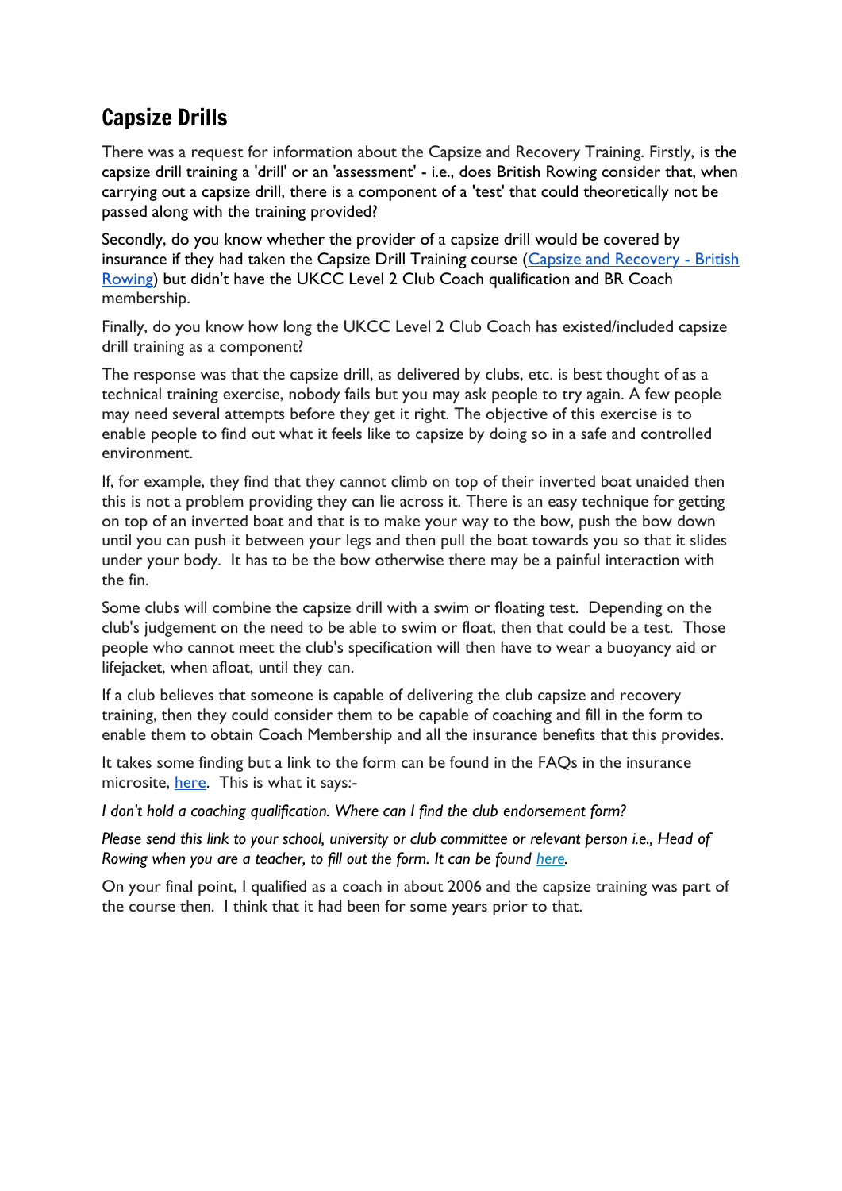## Capsize Drills

There was a request for information about the Capsize and Recovery Training. Firstly, is the capsize drill training a 'drill' or an 'assessment' - i.e., does British Rowing consider that, when carrying out a capsize drill, there is a component of a 'test' that could theoretically not be passed along with the training provided?

Secondly, do you know whether the provider of a capsize drill would be covered by insurance if they had taken the Capsize Drill Training course (Capsize and Recovery - British Rowing) but didn't have the UKCC Level 2 Club Coach qualification and BR Coach membership.

Finally, do you know how long the UKCC Level 2 Club Coach has existed/included capsize drill training as a component?

The response was that the capsize drill, as delivered by clubs, etc. is best thought of as a technical training exercise, nobody fails but you may ask people to try again. A few people may need several attempts before they get it right. The objective of this exercise is to enable people to find out what it feels like to capsize by doing so in a safe and controlled environment.

If, for example, they find that they cannot climb on top of their inverted boat unaided then this is not a problem providing they can lie across it. There is an easy technique for getting on top of an inverted boat and that is to make your way to the bow, push the bow down until you can push it between your legs and then pull the boat towards you so that it slides under your body. It has to be the bow otherwise there may be a painful interaction with the fin.

Some clubs will combine the capsize drill with a swim or floating test. Depending on the club's judgement on the need to be able to swim or float, then that could be a test. Those people who cannot meet the club's specification will then have to wear a buoyancy aid or lifejacket, when afloat, until they can.

If a club believes that someone is capable of delivering the club capsize and recovery training, then they could consider them to be capable of coaching and fill in the form to enable them to obtain Coach Membership and all the insurance benefits that this provides.

It takes some finding but a link to the form can be found in the FAQs in the insurance microsite, here. This is what it says:-

*I don't hold a coaching qualification. Where can I find the club endorsement form?*

*Please send this link to your school, university or club committee or relevant person i.e., Head of Rowing when you are a teacher, to fill out the form. It can be found here.*

On your final point, I qualified as a coach in about 2006 and the capsize training was part of the course then. I think that it had been for some years prior to that.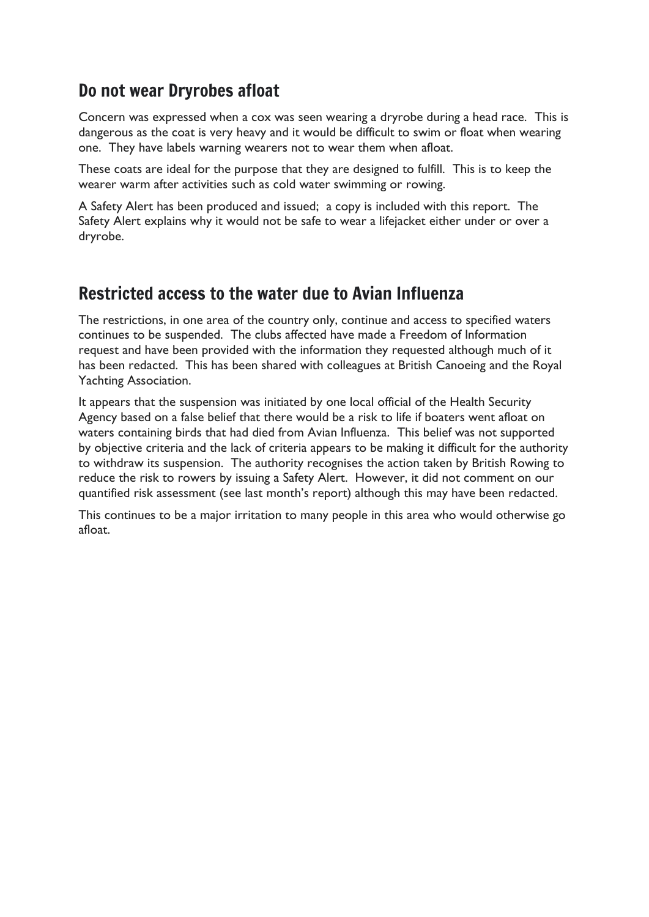## Do not wear Dryrobes afloat

Concern was expressed when a cox was seen wearing a dryrobe during a head race. This is dangerous as the coat is very heavy and it would be difficult to swim or float when wearing one. They have labels warning wearers not to wear them when afloat.

These coats are ideal for the purpose that they are designed to fulfill. This is to keep the wearer warm after activities such as cold water swimming or rowing.

A Safety Alert has been produced and issued; a copy is included with this report. The Safety Alert explains why it would not be safe to wear a lifejacket either under or over a dryrobe.

## Restricted access to the water due to Avian Influenza

The restrictions, in one area of the country only, continue and access to specified waters continues to be suspended. The clubs affected have made a Freedom of Information request and have been provided with the information they requested although much of it has been redacted. This has been shared with colleagues at British Canoeing and the Royal Yachting Association.

It appears that the suspension was initiated by one local official of the Health Security Agency based on a false belief that there would be a risk to life if boaters went afloat on waters containing birds that had died from Avian Influenza. This belief was not supported by objective criteria and the lack of criteria appears to be making it difficult for the authority to withdraw its suspension. The authority recognises the action taken by British Rowing to reduce the risk to rowers by issuing a Safety Alert. However, it did not comment on our quantified risk assessment (see last month's report) although this may have been redacted.

This continues to be a major irritation to many people in this area who would otherwise go afloat.